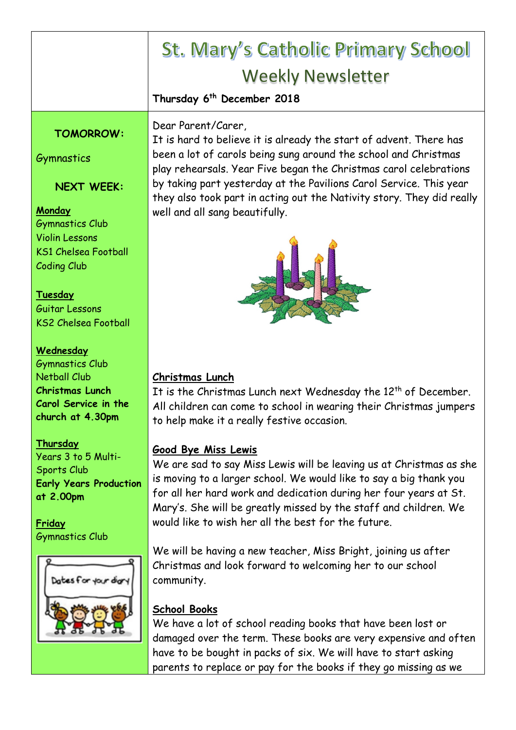# St. Mary's Catholic Primary School

## Weekly Newsletter

**Thursday 6th December 2018**

**TOMORROW:**

Gymnastics

**NEXT WEEK:**

**Monday**
Gymnastics Club
Violin Lessons
KS1 Chelsea Football
Coding Club

**Tuesday**
Guitar Lessons
KS2 Chelsea Football

**Wednesday**
Gymnastics Club
Netball Club
**Christmas Lunch**
**Carol Service in the church at 4.30pm**

**Thursday**
Years 3 to 5 Multi-Sports Club
**Early Years Production at 2.00pm**

**Friday**
Gymnastics Club

Dates for your diary

Dear Parent/Carer,
It is hard to believe it is already the start of advent. There has been a lot of carols being sung around the school and Christmas play rehearsals. Year Five began the Christmas carol celebrations by taking part yesterday at the Pavilions Carol Service. This year they also took part in acting out the Nativity story. They did really well and all sang beautifully.

**Christmas Lunch**

It is the Christmas Lunch next Wednesday the 12th of December. All children can come to school in wearing their Christmas jumpers to help make it a really festive occasion.

**Good Bye Miss Lewis**

We are sad to say Miss Lewis will be leaving us at Christmas as she is moving to a larger school. We would like to say a big thank you for all her hard work and dedication during her four years at St. Mary's. She will be greatly missed by the staff and children. We would like to wish her all the best for the future.

We will be having a new teacher, Miss Bright, joining us after Christmas and look forward to welcoming her to our school community.

**School Books**

We have a lot of school reading books that have been lost or damaged over the term. These books are very expensive and often have to be bought in packs of six. We will have to start asking parents to replace or pay for the books if they go missing as we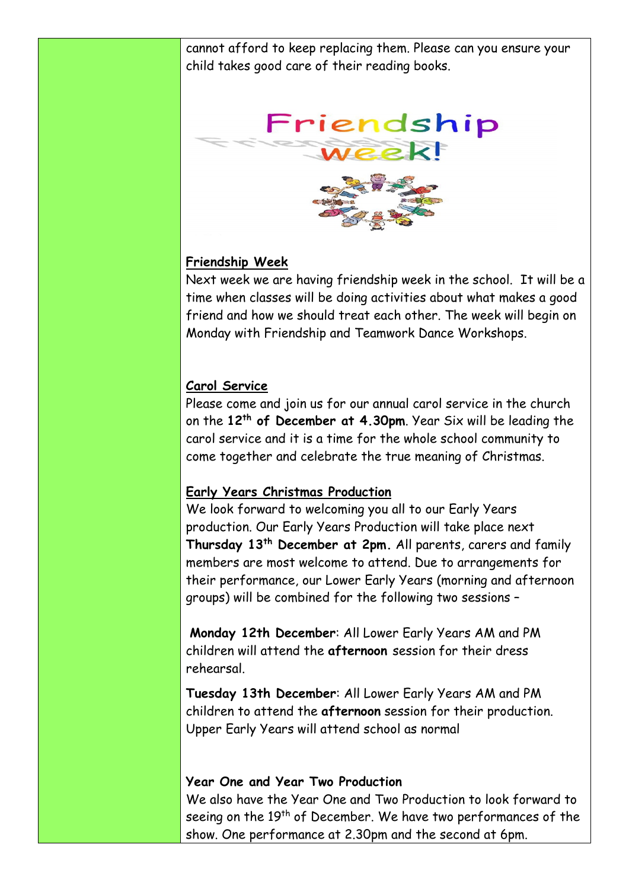cannot afford to keep replacing them. Please can you ensure your child takes good care of their reading books.

**Friendship Week**

Next week we are having friendship week in the school. It will be a time when classes will be doing activities about what makes a good friend and how we should treat each other. The week will begin on Monday with Friendship and Teamwork Dance Workshops.

**Carol Service**

Please come and join us for our annual carol service in the church on the **12th of December at 4.30pm**. Year Six will be leading the carol service and it is a time for the whole school community to come together and celebrate the true meaning of Christmas.

**Early Years Christmas Production**

We look forward to welcoming you all to our Early Years production. Our Early Years Production will take place next **Thursday 13th December at 2pm.** All parents, carers and family members are most welcome to attend. Due to arrangements for their performance, our Lower Early Years (morning and afternoon groups) will be combined for the following two sessions –

**Monday 12th December**: All Lower Early Years AM and PM children will attend the **afternoon** session for their dress rehearsal.

**Tuesday 13th December**: All Lower Early Years AM and PM children to attend the **afternoon** session for their production. Upper Early Years will attend school as normal

**Year One and Year Two Production**

We also have the Year One and Two Production to look forward to seeing on the 19th of December. We have two performances of the show. One performance at 2.30pm and the second at 6pm.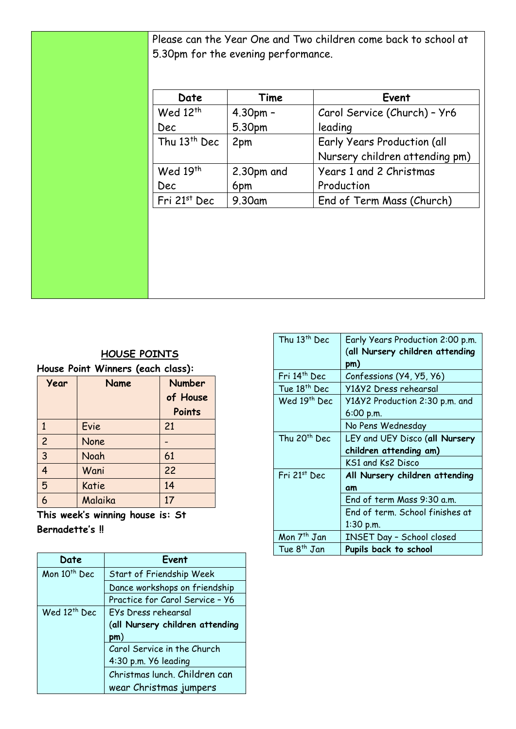Please can the Year One and Two children come back to school at 5.30pm for the evening performance.

| Date | Time | Event |
| --- | --- | --- |
| Wed 12th Dec | 4.30pm – 5.30pm | Carol Service (Church) – Yr6 leading |
| Thu 13th Dec | 2pm | Early Years Production (all Nursery children attending pm) |
| Wed 19th Dec | 2.30pm and 6pm | Years 1 and 2 Christmas Production |
| Fri 21st Dec | 9.30am | End of Term Mass (Church) |

## HOUSE POINTS

**House Point Winners (each class):**

| Year | Name | Number of House Points |
| --- | --- | --- |
| 1 | Evie | 21 |
| 2 | None | - |
| 3 | Noah | 61 |
| 4 | Wani | 22 |
| 5 | Katie | 14 |
| 6 | Malaika | 17 |

**This week's winning house is: St Bernadette's !!**

| Date | Event |
| --- | --- |
| Mon 10th Dec | Start of Friendship Week |
| | Dance workshops on friendship |
| | Practice for Carol Service – Y6 |
| Wed 12th Dec | EYs Dress rehearsal (**all Nursery children attending pm**) |
| | Carol Service in the Church 4:30 p.m. Y6 leading |
| | Christmas lunch. Children can wear Christmas jumpers |
| Thu 13th Dec | Early Years Production 2:00 p.m. (**all Nursery children attending pm)** |
| Fri 14th Dec | Confessions (Y4, Y5, Y6) |
| Tue 18th Dec | Y1&Y2 Dress rehearsal |
| Wed 19th Dec | Y1&Y2 Production 2:30 p.m. and 6:00 p.m. |
| | No Pens Wednesday |
| Thu 20th Dec | LEY and UEY Disco (**all Nursery children attending am)** |
| | KS1 and Ks2 Disco |
| Fri 21st Dec | **All Nursery children attending am** |
| | End of term Mass 9:30 a.m. |
| | End of term. School finishes at 1:30 p.m. |
| Mon 7th Jan | INSET Day – School closed |
| Tue 8th Jan | **Pupils back to school** |